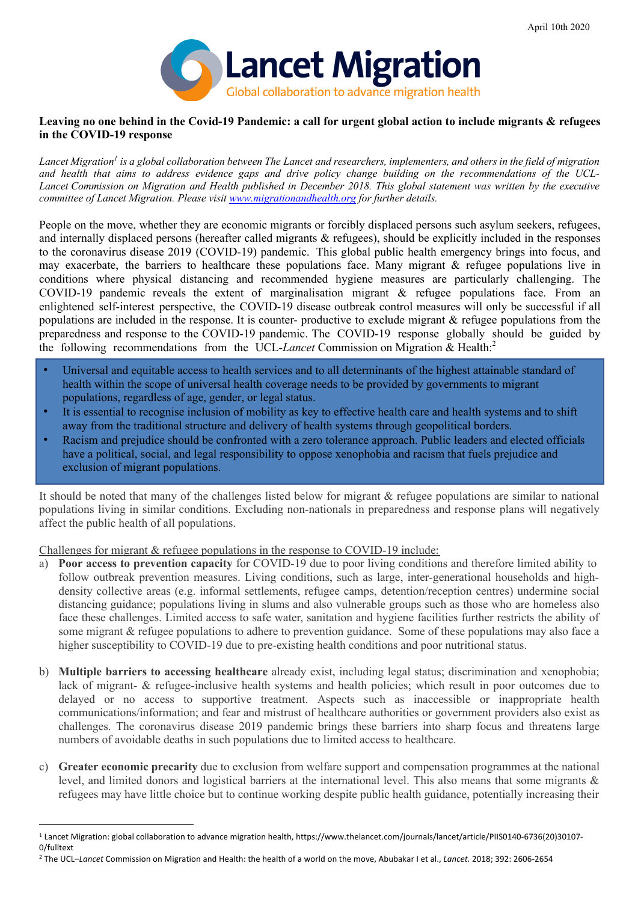April 10th 2020

Lancet Migration

Global collaboration to advance migration health

**Leaving no one behind in the Covid-19 Pandemic: a call for urgent global action to include migrants & refugees in the COVID-19 response**

*Lancet Migration[1] is a global collaboration between The Lancet and researchers, implementers, and others in the field of migration and health that aims to address evidence gaps and drive policy change building on the recommendations of the UCL-Lancet Commission on Migration and Health published in December 2018. This global statement was written by the executive committee of Lancet Migration. Please visit [www.migrationandhealth.org](www.migrationandhealth.org) for further details.*

People on the move, whether they are economic migrants or forcibly displaced persons such asylum seekers, refugees, and internally displaced persons (hereafter called migrants & refugees), should be explicitly included in the responses to the coronavirus disease 2019 (COVID-19) pandemic. This global public health emergency brings into focus, and may exacerbate, the barriers to healthcare these populations face. Many migrant & refugee populations live in conditions where physical distancing and recommended hygiene measures are particularly challenging. The COVID-19 pandemic reveals the extent of marginalisation migrant & refugee populations face. From an enlightened self-interest perspective, the COVID-19 disease outbreak control measures will only be successful if all populations are included in the response. It is counter- productive to exclude migrant & refugee populations from the preparedness and response to the COVID-19 pandemic. The COVID-19 response globally should be guided by the following recommendations from the UCL-*Lancet* Commission on Migration & Health:[2]

- Universal and equitable access to health services and to all determinants of the highest attainable standard of health within the scope of universal health coverage needs to be provided by governments to migrant populations, regardless of age, gender, or legal status.
- It is essential to recognise inclusion of mobility as key to effective health care and health systems and to shift away from the traditional structure and delivery of health systems through geopolitical borders.
- Racism and prejudice should be confronted with a zero tolerance approach. Public leaders and elected officials have a political, social, and legal responsibility to oppose xenophobia and racism that fuels prejudice and exclusion of migrant populations.

It should be noted that many of the challenges listed below for migrant & refugee populations are similar to national populations living in similar conditions. Excluding non-nationals in preparedness and response plans will negatively affect the public health of all populations.

Challenges for migrant & refugee populations in the response to COVID-19 include:

a) **Poor access to prevention capacity** for COVID-19 due to poor living conditions and therefore limited ability to follow outbreak prevention measures. Living conditions, such as large, inter-generational households and high-density collective areas (e.g. informal settlements, refugee camps, detention/reception centres) undermine social distancing guidance; populations living in slums and also vulnerable groups such as those who are homeless also face these challenges. Limited access to safe water, sanitation and hygiene facilities further restricts the ability of some migrant & refugee populations to adhere to prevention guidance. Some of these populations may also face a higher susceptibility to COVID-19 due to pre-existing health conditions and poor nutritional status.

b) **Multiple barriers to accessing healthcare** already exist, including legal status; discrimination and xenophobia; lack of migrant- & refugee-inclusive health systems and health policies; which result in poor outcomes due to delayed or no access to supportive treatment. Aspects such as inaccessible or inappropriate health communications/information; and fear and mistrust of healthcare authorities or government providers also exist as challenges. The coronavirus disease 2019 pandemic brings these barriers into sharp focus and threatens large numbers of avoidable deaths in such populations due to limited access to healthcare.

c) **Greater economic precarity** due to exclusion from welfare support and compensation programmes at the national level, and limited donors and logistical barriers at the international level. This also means that some migrants & refugees may have little choice but to continue working despite public health guidance, potentially increasing their

---

[1] Lancet Migration: global collaboration to advance migration health, https://www.thelancet.com/journals/lancet/article/PIIS0140-6736(20)30107-0/fulltext

[2] The UCL–*Lancet* Commission on Migration and Health: the health of a world on the move, Abubakar I et al., *Lancet.* 2018; 392: 2606-2654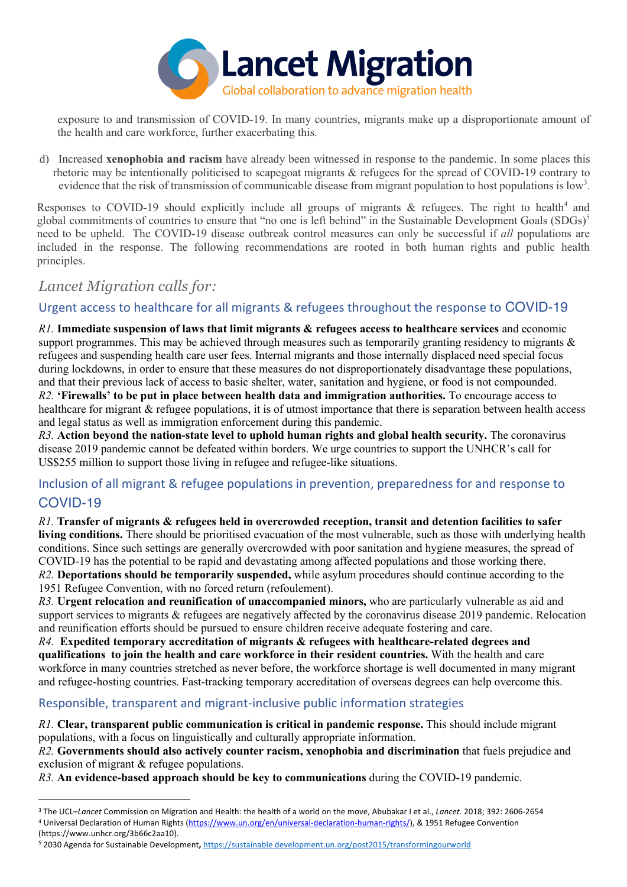exposure to and transmission of COVID-19. In many countries, migrants make up a disproportionate amount of the health and care workforce, further exacerbating this.

d) Increased **xenophobia and racism** have already been witnessed in response to the pandemic. In some places this rhetoric may be intentionally politicised to scapegoat migrants & refugees for the spread of COVID-19 contrary to evidence that the risk of transmission of communicable disease from migrant population to host populations is low[3].

Responses to COVID-19 should explicitly include all groups of migrants & refugees. The right to health[4] and global commitments of countries to ensure that "no one is left behind" in the Sustainable Development Goals (SDGs)[5] need to be upheld. The COVID-19 disease outbreak control measures can only be successful if *all* populations are included in the response. The following recommendations are rooted in both human rights and public health principles.

## *Lancet Migration calls for:*

### Urgent access to healthcare for all migrants & refugees throughout the response to COVID-19

*R1.* **Immediate suspension of laws that limit migrants & refugees access to healthcare services** and economic support programmes. This may be achieved through measures such as temporarily granting residency to migrants & refugees and suspending health care user fees. Internal migrants and those internally displaced need special focus during lockdowns, in order to ensure that these measures do not disproportionately disadvantage these populations, and that their previous lack of access to basic shelter, water, sanitation and hygiene, or food is not compounded.

*R2.* **'Firewalls' to be put in place between health data and immigration authorities.** To encourage access to healthcare for migrant & refugee populations, it is of utmost importance that there is separation between health access and legal status as well as immigration enforcement during this pandemic.

*R3.* **Action beyond the nation-state level to uphold human rights and global health security.** The coronavirus disease 2019 pandemic cannot be defeated within borders. We urge countries to support the UNHCR's call for US$255 million to support those living in refugee and refugee-like situations.

### Inclusion of all migrant & refugee populations in prevention, preparedness for and response to COVID-19

*R1.* **Transfer of migrants & refugees held in overcrowded reception, transit and detention facilities to safer living conditions.** There should be prioritised evacuation of the most vulnerable, such as those with underlying health conditions. Since such settings are generally overcrowded with poor sanitation and hygiene measures, the spread of COVID-19 has the potential to be rapid and devastating among affected populations and those working there.

*R2.* **Deportations should be temporarily suspended,** while asylum procedures should continue according to the 1951 Refugee Convention, with no forced return (refoulement).

*R3.* **Urgent relocation and reunification of unaccompanied minors,** who are particularly vulnerable as aid and support services to migrants & refugees are negatively affected by the coronavirus disease 2019 pandemic. Relocation and reunification efforts should be pursued to ensure children receive adequate fostering and care.

*R4.* **Expedited temporary accreditation of migrants & refugees with healthcare-related degrees and qualifications to join the health and care workforce in their resident countries.** With the health and care workforce in many countries stretched as never before, the workforce shortage is well documented in many migrant and refugee-hosting countries. Fast-tracking temporary accreditation of overseas degrees can help overcome this.

### Responsible, transparent and migrant-inclusive public information strategies

*R1.* **Clear, transparent public communication is critical in pandemic response.** This should include migrant populations, with a focus on linguistically and culturally appropriate information.

*R2.* **Governments should also actively counter racism, xenophobia and discrimination** that fuels prejudice and exclusion of migrant & refugee populations.

*R3.* **An evidence-based approach should be key to communications** during the COVID-19 pandemic.

---

[3] The UCL–*Lancet* Commission on Migration and Health: the health of a world on the move, Abubakar I et al., *Lancet.* 2018; 392: 2606-2654

[4] Universal Declaration of Human Rights (https://www.un.org/en/universal-declaration-human-rights/), & 1951 Refugee Convention (https://www.unhcr.org/3b66c2aa10).

[5] 2030 Agenda for Sustainable Development, https://sustainable development.un.org/post2015/transformingourworld